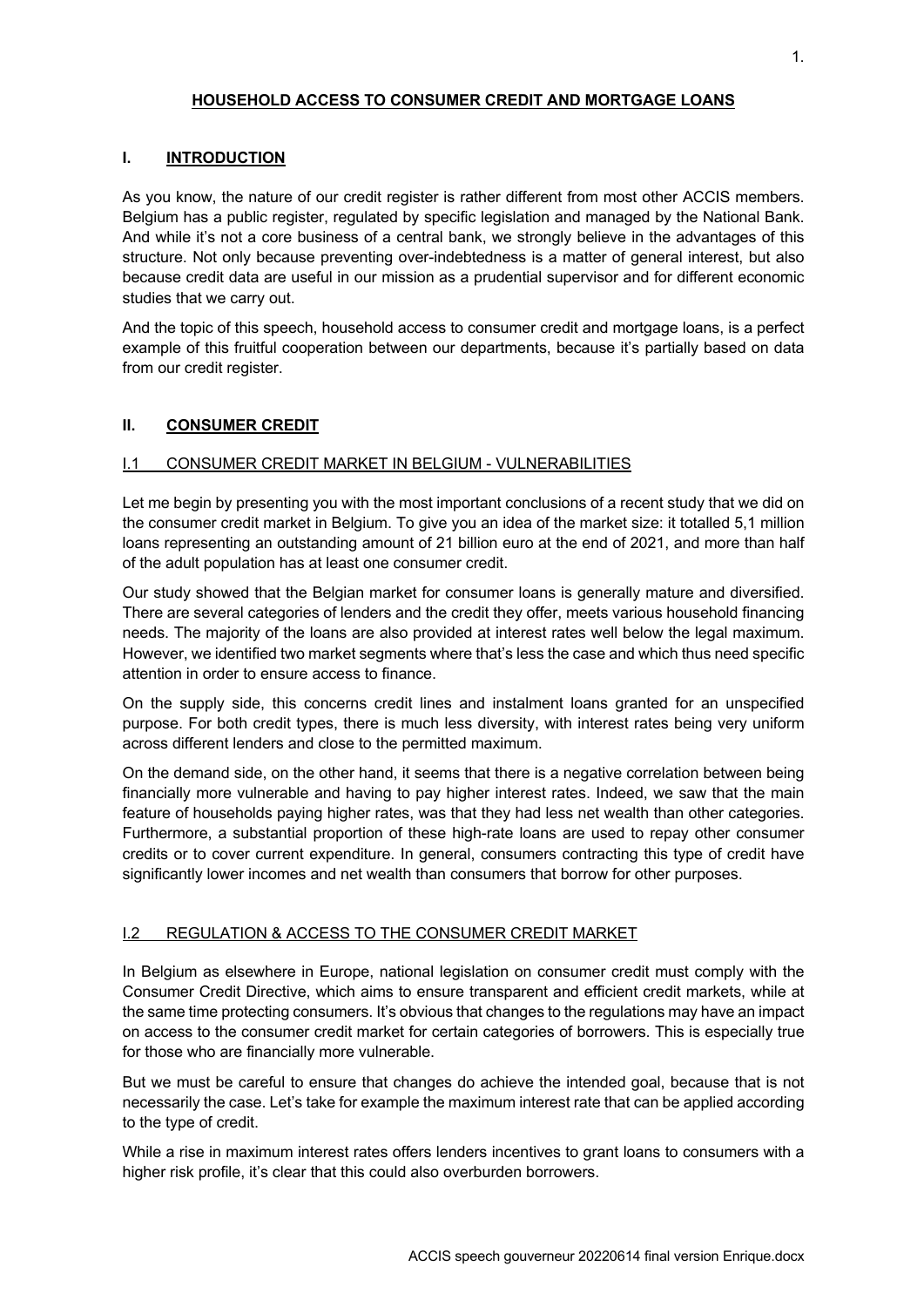# HOUSEHOLD ACCESS TO CONSUMER CREDIT AND MORTGAGE LOANS

## I. INTRODUCTION

As you know, the nature of our credit register is rather different from most other ACCIS members. Belgium has a public register, regulated by specific legislation and managed by the National Bank. And while it's not a core business of a central bank, we strongly believe in the advantages of this structure. Not only because preventing over-indebtedness is a matter of general interest, but also because credit data are useful in our mission as a prudential supervisor and for different economic studies that we carry out.

And the topic of this speech, household access to consumer credit and mortgage loans, is a perfect example of this fruitful cooperation between our departments, because it's partially based on data from our credit register.

## II. CONSUMER CREDIT

### I.1 CONSUMER CREDIT MARKET IN BELGIUM - VULNERABILITIES

Let me begin by presenting you with the most important conclusions of a recent study that we did on the consumer credit market in Belgium. To give you an idea of the market size: it totalled 5,1 million loans representing an outstanding amount of 21 billion euro at the end of 2021, and more than half of the adult population has at least one consumer credit.

Our study showed that the Belgian market for consumer loans is generally mature and diversified. There are several categories of lenders and the credit they offer, meets various household financing needs. The majority of the loans are also provided at interest rates well below the legal maximum. However, we identified two market segments where that's less the case and which thus need specific attention in order to ensure access to finance.

On the supply side, this concerns credit lines and instalment loans granted for an unspecified purpose. For both credit types, there is much less diversity, with interest rates being very uniform across different lenders and close to the permitted maximum.

On the demand side, on the other hand, it seems that there is a negative correlation between being financially more vulnerable and having to pay higher interest rates. Indeed, we saw that the main feature of households paying higher rates, was that they had less net wealth than other categories. Furthermore, a substantial proportion of these high-rate loans are used to repay other consumer credits or to cover current expenditure. In general, consumers contracting this type of credit have significantly lower incomes and net wealth than consumers that borrow for other purposes.

### I.2 REGULATION & ACCESS TO THE CONSUMER CREDIT MARKET

In Belgium as elsewhere in Europe, national legislation on consumer credit must comply with the Consumer Credit Directive, which aims to ensure transparent and efficient credit markets, while at the same time protecting consumers. It's obvious that changes to the regulations may have an impact on access to the consumer credit market for certain categories of borrowers. This is especially true for those who are financially more vulnerable.

But we must be careful to ensure that changes do achieve the intended goal, because that is not necessarily the case. Let's take for example the maximum interest rate that can be applied according to the type of credit.

While a rise in maximum interest rates offers lenders incentives to grant loans to consumers with a higher risk profile, it's clear that this could also overburden borrowers.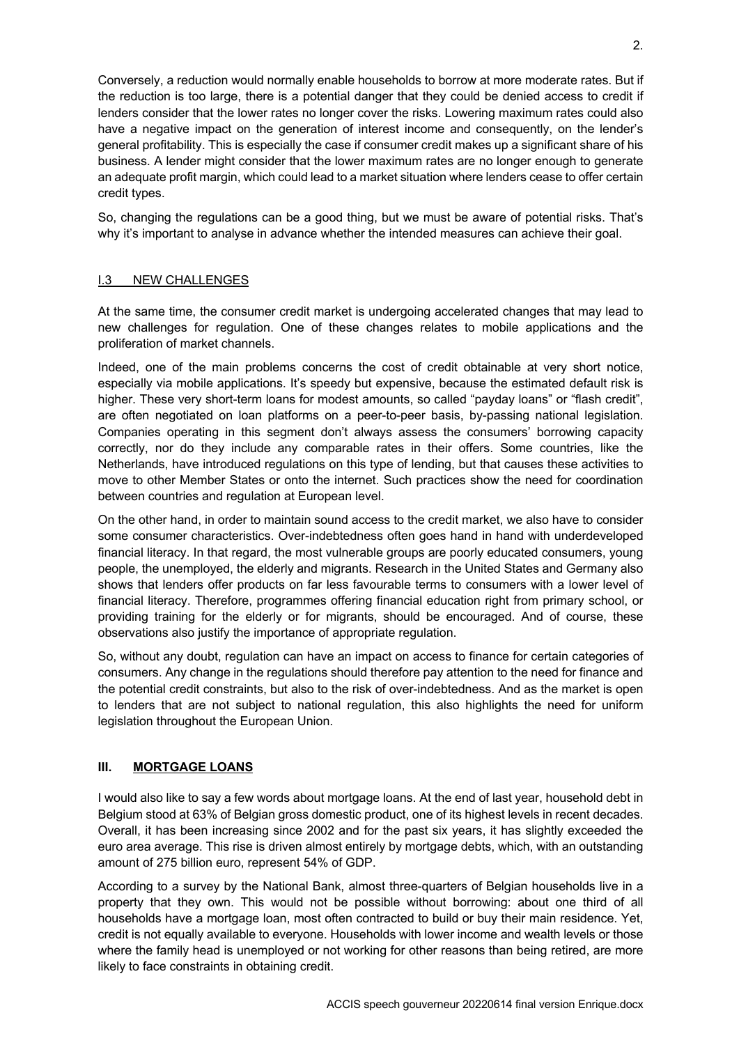Conversely, a reduction would normally enable households to borrow at more moderate rates. But if the reduction is too large, there is a potential danger that they could be denied access to credit if lenders consider that the lower rates no longer cover the risks. Lowering maximum rates could also have a negative impact on the generation of interest income and consequently, on the lender's general profitability. This is especially the case if consumer credit makes up a significant share of his business. A lender might consider that the lower maximum rates are no longer enough to generate an adequate profit margin, which could lead to a market situation where lenders cease to offer certain credit types.

So, changing the regulations can be a good thing, but we must be aware of potential risks. That's why it's important to analyse in advance whether the intended measures can achieve their goal.

### I.3 NEW CHALLENGES

At the same time, the consumer credit market is undergoing accelerated changes that may lead to new challenges for regulation. One of these changes relates to mobile applications and the proliferation of market channels.

Indeed, one of the main problems concerns the cost of credit obtainable at very short notice, especially via mobile applications. It's speedy but expensive, because the estimated default risk is higher. These very short-term loans for modest amounts, so called "payday loans" or "flash credit", are often negotiated on loan platforms on a peer-to-peer basis, by-passing national legislation. Companies operating in this segment don't always assess the consumers' borrowing capacity correctly, nor do they include any comparable rates in their offers. Some countries, like the Netherlands, have introduced regulations on this type of lending, but that causes these activities to move to other Member States or onto the internet. Such practices show the need for coordination between countries and regulation at European level.

On the other hand, in order to maintain sound access to the credit market, we also have to consider some consumer characteristics. Over-indebtedness often goes hand in hand with underdeveloped financial literacy. In that regard, the most vulnerable groups are poorly educated consumers, young people, the unemployed, the elderly and migrants. Research in the United States and Germany also shows that lenders offer products on far less favourable terms to consumers with a lower level of financial literacy. Therefore, programmes offering financial education right from primary school, or providing training for the elderly or for migrants, should be encouraged. And of course, these observations also justify the importance of appropriate regulation.

So, without any doubt, regulation can have an impact on access to finance for certain categories of consumers. Any change in the regulations should therefore pay attention to the need for finance and the potential credit constraints, but also to the risk of over-indebtedness. And as the market is open to lenders that are not subject to national regulation, this also highlights the need for uniform legislation throughout the European Union.

## III. MORTGAGE LOANS

I would also like to say a few words about mortgage loans. At the end of last year, household debt in Belgium stood at 63% of Belgian gross domestic product, one of its highest levels in recent decades. Overall, it has been increasing since 2002 and for the past six years, it has slightly exceeded the euro area average. This rise is driven almost entirely by mortgage debts, which, with an outstanding amount of 275 billion euro, represent 54% of GDP.

According to a survey by the National Bank, almost three-quarters of Belgian households live in a property that they own. This would not be possible without borrowing: about one third of all households have a mortgage loan, most often contracted to build or buy their main residence. Yet, credit is not equally available to everyone. Households with lower income and wealth levels or those where the family head is unemployed or not working for other reasons than being retired, are more likely to face constraints in obtaining credit.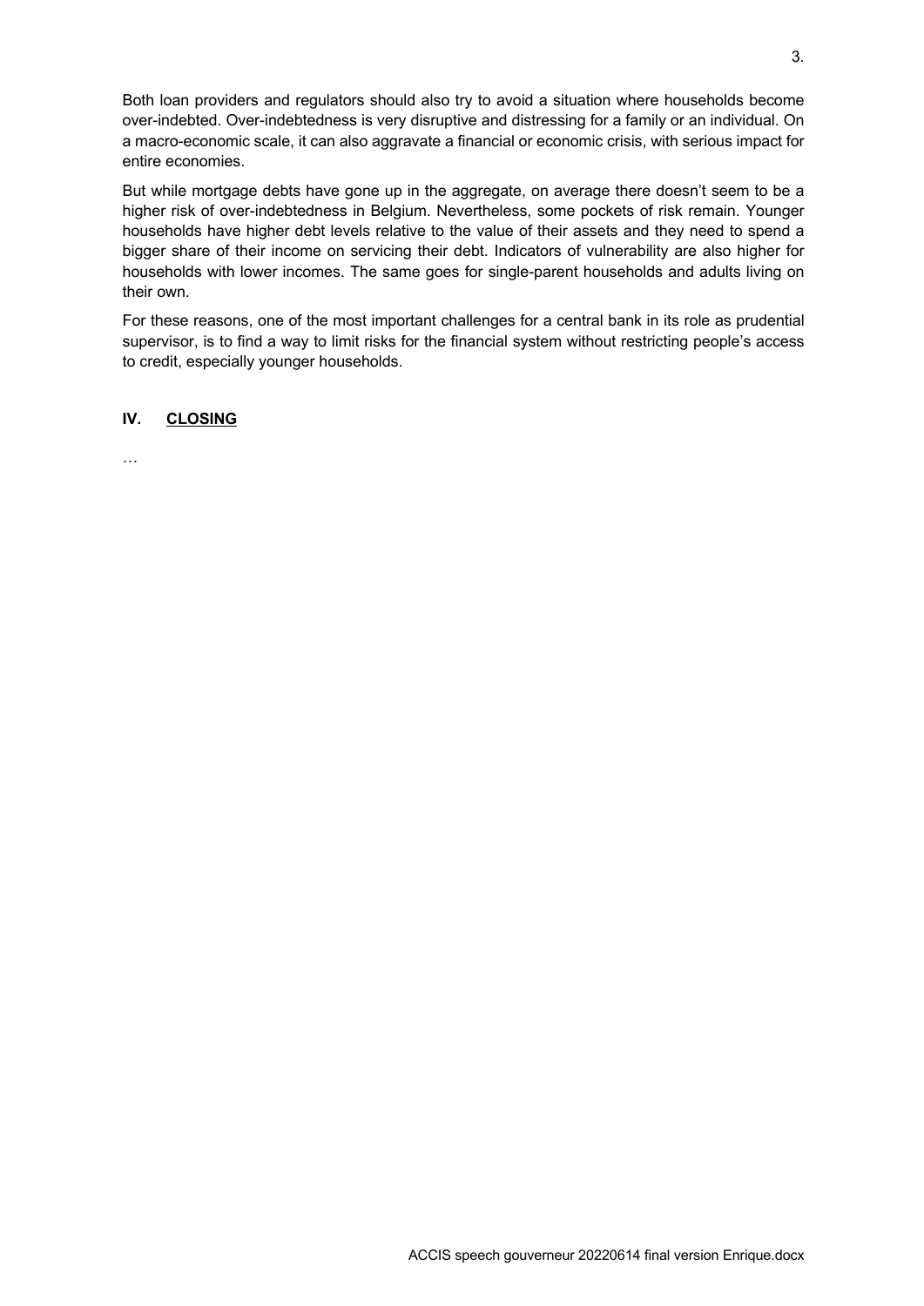Both loan providers and regulators should also try to avoid a situation where households become over-indebted. Over-indebtedness is very disruptive and distressing for a family or an individual. On a macro-economic scale, it can also aggravate a financial or economic crisis, with serious impact for entire economies.

But while mortgage debts have gone up in the aggregate, on average there doesn't seem to be a higher risk of over-indebtedness in Belgium. Nevertheless, some pockets of risk remain. Younger households have higher debt levels relative to the value of their assets and they need to spend a bigger share of their income on servicing their debt. Indicators of vulnerability are also higher for households with lower incomes. The same goes for single-parent households and adults living on their own.

For these reasons, one of the most important challenges for a central bank in its role as prudential supervisor, is to find a way to limit risks for the financial system without restricting people's access to credit, especially younger households.

## IV. <u>CLOSING</u>

…